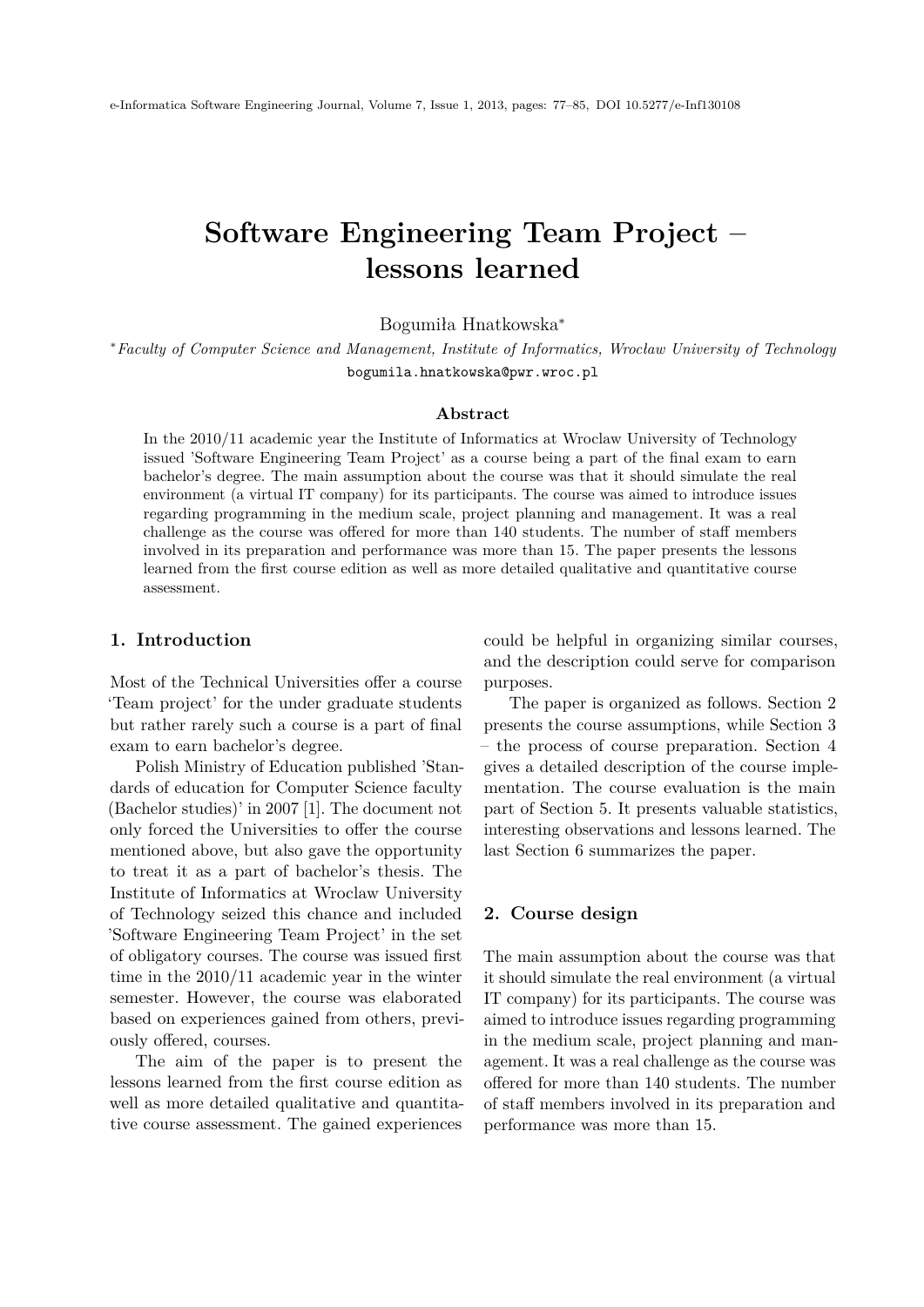# Software Engineering Team Project – lessons learned

Bogumiła Hnatkowska[*]

[*] *Faculty of Computer Science and Management, Institute of Informatics, Wroclaw University of Technology*
bogumila.hnatkowska@pwr.wroc.pl

### Abstract

In the 2010/11 academic year the Institute of Informatics at Wroclaw University of Technology issued 'Software Engineering Team Project' as a course being a part of the final exam to earn bachelor's degree. The main assumption about the course was that it should simulate the real environment (a virtual IT company) for its participants. The course was aimed to introduce issues regarding programming in the medium scale, project planning and management. It was a real challenge as the course was offered for more than 140 students. The number of staff members involved in its preparation and performance was more than 15. The paper presents the lessons learned from the first course edition as well as more detailed qualitative and quantitative course assessment.

## 1. Introduction

Most of the Technical Universities offer a course 'Team project' for the under graduate students but rather rarely such a course is a part of final exam to earn bachelor's degree.

Polish Ministry of Education published 'Standards of education for Computer Science faculty (Bachelor studies)' in 2007 [1]. The document not only forced the Universities to offer the course mentioned above, but also gave the opportunity to treat it as a part of bachelor's thesis. The Institute of Informatics at Wroclaw University of Technology seized this chance and included 'Software Engineering Team Project' in the set of obligatory courses. The course was issued first time in the 2010/11 academic year in the winter semester. However, the course was elaborated based on experiences gained from others, previously offered, courses.

The aim of the paper is to present the lessons learned from the first course edition as well as more detailed qualitative and quantitative course assessment. The gained experiences could be helpful in organizing similar courses, and the description could serve for comparison purposes.

The paper is organized as follows. Section 2 presents the course assumptions, while Section 3 – the process of course preparation. Section 4 gives a detailed description of the course implementation. The course evaluation is the main part of Section 5. It presents valuable statistics, interesting observations and lessons learned. The last Section 6 summarizes the paper.

## 2. Course design

The main assumption about the course was that it should simulate the real environment (a virtual IT company) for its participants. The course was aimed to introduce issues regarding programming in the medium scale, project planning and management. It was a real challenge as the course was offered for more than 140 students. The number of staff members involved in its preparation and performance was more than 15.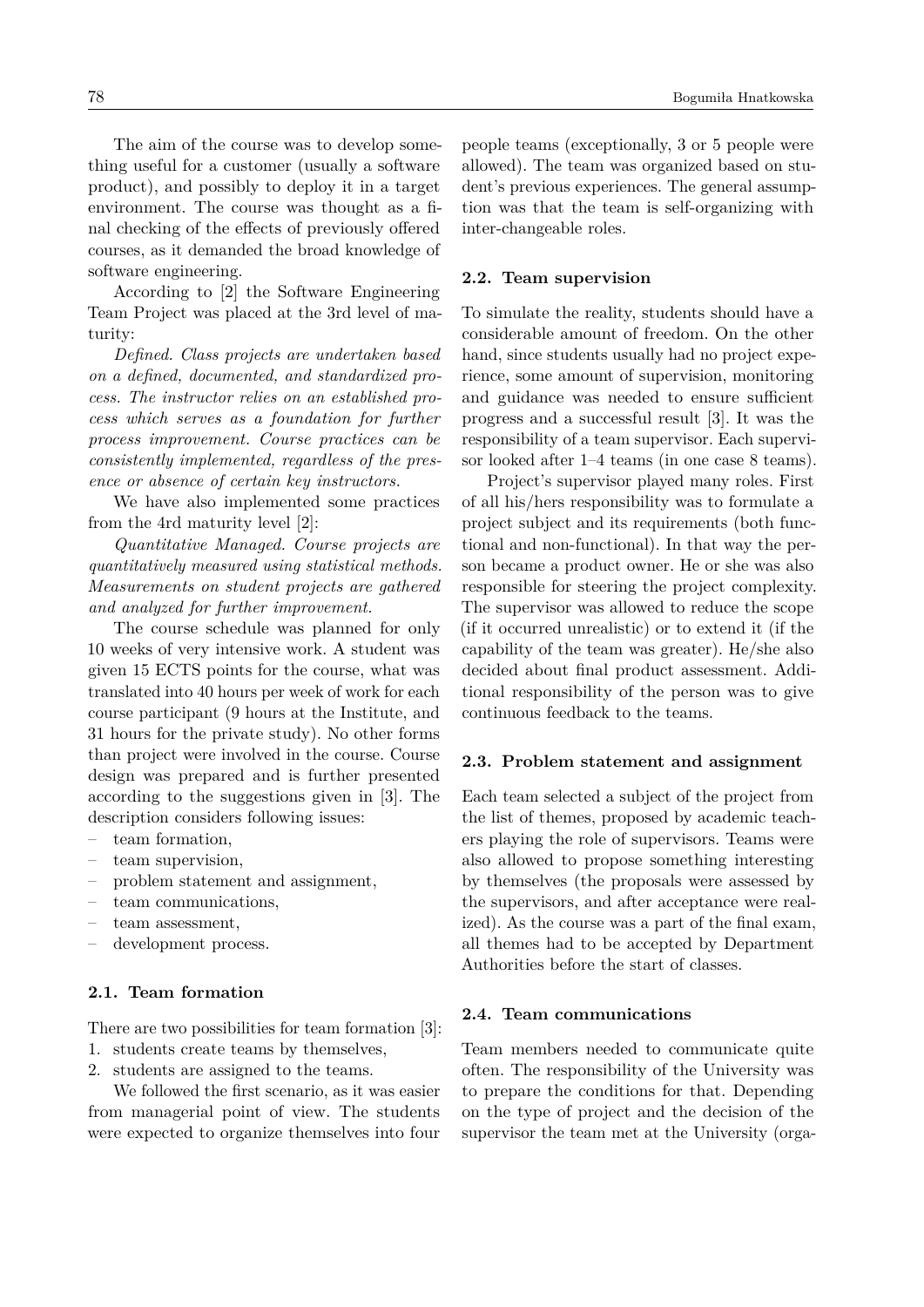The aim of the course was to develop something useful for a customer (usually a software product), and possibly to deploy it in a target environment. The course was thought as a final checking of the effects of previously offered courses, as it demanded the broad knowledge of software engineering.

According to [2] the Software Engineering Team Project was placed at the 3rd level of maturity:

*Defined. Class projects are undertaken based on a defined, documented, and standardized process. The instructor relies on an established process which serves as a foundation for further process improvement. Course practices can be consistently implemented, regardless of the presence or absence of certain key instructors.*

We have also implemented some practices from the 4rd maturity level [2]:

*Quantitative Managed. Course projects are quantitatively measured using statistical methods. Measurements on student projects are gathered and analyzed for further improvement.*

The course schedule was planned for only 10 weeks of very intensive work. A student was given 15 ECTS points for the course, what was translated into 40 hours per week of work for each course participant (9 hours at the Institute, and 31 hours for the private study). No other forms than project were involved in the course. Course design was prepared and is further presented according to the suggestions given in [3]. The description considers following issues:

- team formation,
- team supervision,
- problem statement and assignment,
- team communications,
- team assessment,
- development process.

### 2.1. Team formation

There are two possibilities for team formation [3]:

1. students create teams by themselves,
2. students are assigned to the teams.

We followed the first scenario, as it was easier from managerial point of view. The students were expected to organize themselves into four people teams (exceptionally, 3 or 5 people were allowed). The team was organized based on student's previous experiences. The general assumption was that the team is self-organizing with inter-changeable roles.

### 2.2. Team supervision

To simulate the reality, students should have a considerable amount of freedom. On the other hand, since students usually had no project experience, some amount of supervision, monitoring and guidance was needed to ensure sufficient progress and a successful result [3]. It was the responsibility of a team supervisor. Each supervisor looked after 1–4 teams (in one case 8 teams).

Project's supervisor played many roles. First of all his/hers responsibility was to formulate a project subject and its requirements (both functional and non-functional). In that way the person became a product owner. He or she was also responsible for steering the project complexity. The supervisor was allowed to reduce the scope (if it occurred unrealistic) or to extend it (if the capability of the team was greater). He/she also decided about final product assessment. Additional responsibility of the person was to give continuous feedback to the teams.

### 2.3. Problem statement and assignment

Each team selected a subject of the project from the list of themes, proposed by academic teachers playing the role of supervisors. Teams were also allowed to propose something interesting by themselves (the proposals were assessed by the supervisors, and after acceptance were realized). As the course was a part of the final exam, all themes had to be accepted by Department Authorities before the start of classes.

### 2.4. Team communications

Team members needed to communicate quite often. The responsibility of the University was to prepare the conditions for that. Depending on the type of project and the decision of the supervisor the team met at the University (orga-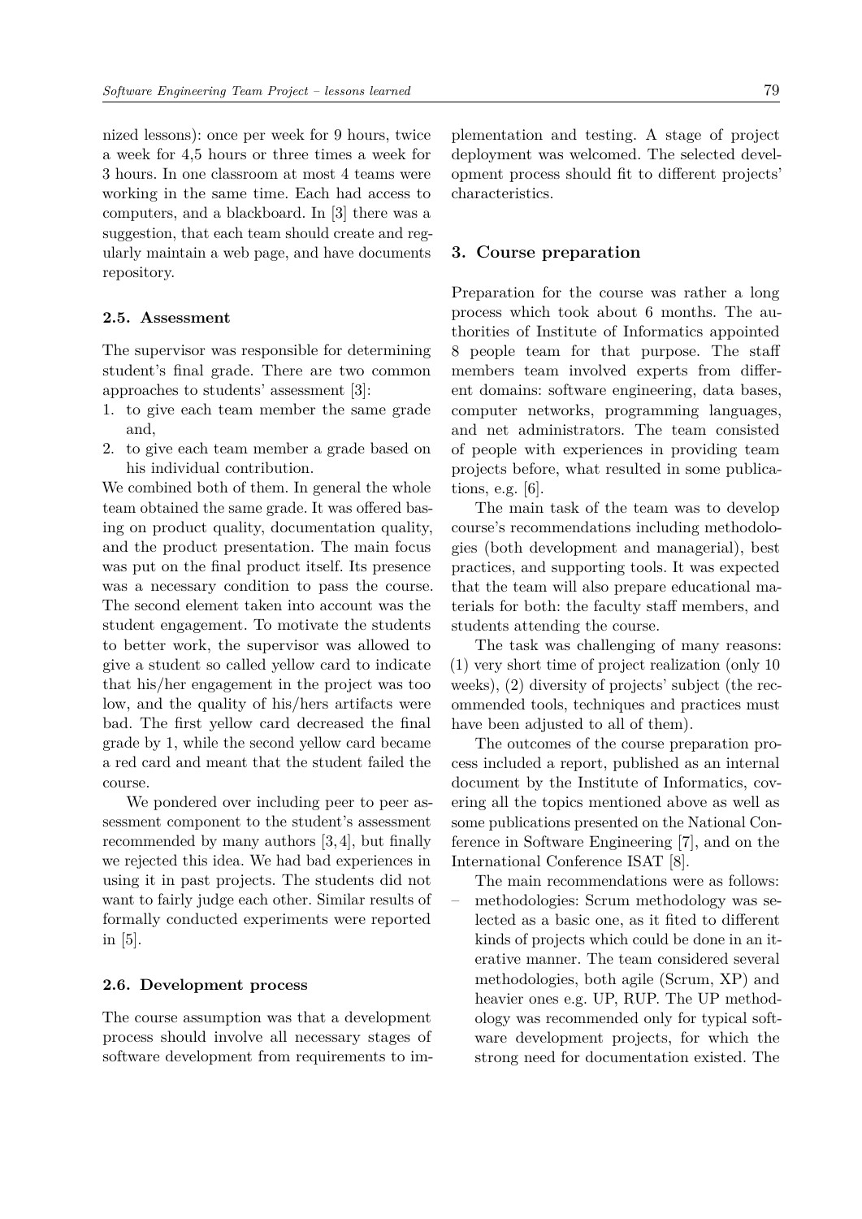nized lessons): once per week for 9 hours, twice a week for 4,5 hours or three times a week for 3 hours. In one classroom at most 4 teams were working in the same time. Each had access to computers, and a blackboard. In [3] there was a suggestion, that each team should create and regularly maintain a web page, and have documents repository.

### 2.5. Assessment

The supervisor was responsible for determining student's final grade. There are two common approaches to students' assessment [3]:

1. to give each team member the same grade and,
2. to give each team member a grade based on his individual contribution.

We combined both of them. In general the whole team obtained the same grade. It was offered basing on product quality, documentation quality, and the product presentation. The main focus was put on the final product itself. Its presence was a necessary condition to pass the course. The second element taken into account was the student engagement. To motivate the students to better work, the supervisor was allowed to give a student so called yellow card to indicate that his/her engagement in the project was too low, and the quality of his/hers artifacts were bad. The first yellow card decreased the final grade by 1, while the second yellow card became a red card and meant that the student failed the course.

We pondered over including peer to peer assessment component to the student's assessment recommended by many authors [3, 4], but finally we rejected this idea. We had bad experiences in using it in past projects. The students did not want to fairly judge each other. Similar results of formally conducted experiments were reported in [5].

### 2.6. Development process

The course assumption was that a development process should involve all necessary stages of software development from requirements to implementation and testing. A stage of project deployment was welcomed. The selected development process should fit to different projects' characteristics.

## 3. Course preparation

Preparation for the course was rather a long process which took about 6 months. The authorities of Institute of Informatics appointed 8 people team for that purpose. The staff members team involved experts from different domains: software engineering, data bases, computer networks, programming languages, and net administrators. The team consisted of people with experiences in providing team projects before, what resulted in some publications, e.g. [6].

The main task of the team was to develop course's recommendations including methodologies (both development and managerial), best practices, and supporting tools. It was expected that the team will also prepare educational materials for both: the faculty staff members, and students attending the course.

The task was challenging of many reasons: (1) very short time of project realization (only 10 weeks), (2) diversity of projects' subject (the recommended tools, techniques and practices must have been adjusted to all of them).

The outcomes of the course preparation process included a report, published as an internal document by the Institute of Informatics, covering all the topics mentioned above as well as some publications presented on the National Conference in Software Engineering [7], and on the International Conference ISAT [8].

The main recommendations were as follows:

– methodologies: Scrum methodology was selected as a basic one, as it fited to different kinds of projects which could be done in an iterative manner. The team considered several methodologies, both agile (Scrum, XP) and heavier ones e.g. UP, RUP. The UP methodology was recommended only for typical software development projects, for which the strong need for documentation existed. The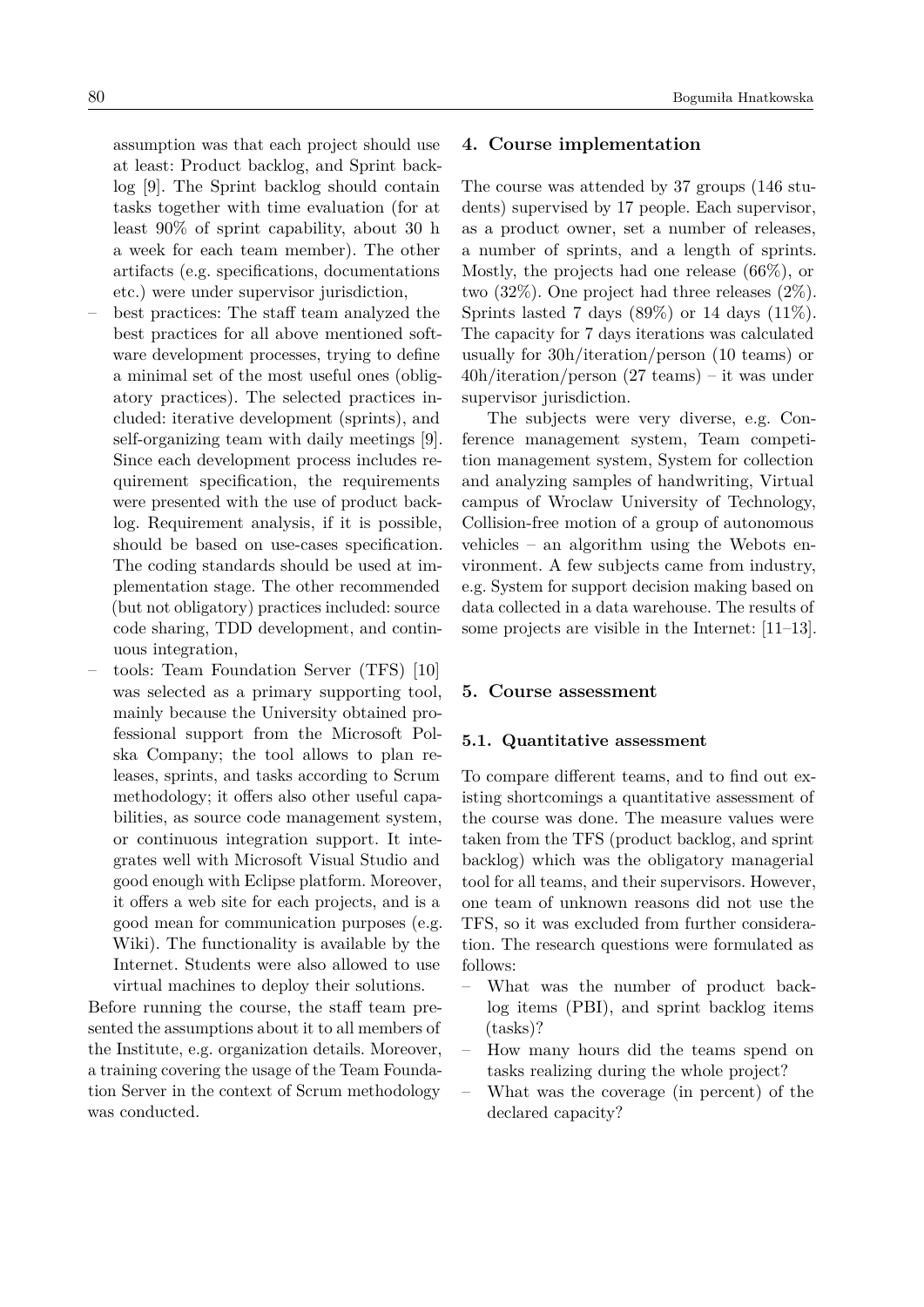assumption was that each project should use at least: Product backlog, and Sprint backlog [9]. The Sprint backlog should contain tasks together with time evaluation (for at least 90% of sprint capability, about 30 h a week for each team member). The other artifacts (e.g. specifications, documentations etc.) were under supervisor jurisdiction,
- best practices: The staff team analyzed the best practices for all above mentioned software development processes, trying to define a minimal set of the most useful ones (obligatory practices). The selected practices included: iterative development (sprints), and self-organizing team with daily meetings [9]. Since each development process includes requirement specification, the requirements were presented with the use of product backlog. Requirement analysis, if it is possible, should be based on use-cases specification. The coding standards should be used at implementation stage. The other recommended (but not obligatory) practices included: source code sharing, TDD development, and continuous integration,
- tools: Team Foundation Server (TFS) [10] was selected as a primary supporting tool, mainly because the University obtained professional support from the Microsoft Polska Company; the tool allows to plan releases, sprints, and tasks according to Scrum methodology; it offers also other useful capabilities, as source code management system, or continuous integration support. It integrates well with Microsoft Visual Studio and good enough with Eclipse platform. Moreover, it offers a web site for each projects, and is a good mean for communication purposes (e.g. Wiki). The functionality is available by the Internet. Students were also allowed to use virtual machines to deploy their solutions.

Before running the course, the staff team presented the assumptions about it to all members of the Institute, e.g. organization details. Moreover, a training covering the usage of the Team Foundation Server in the context of Scrum methodology was conducted.

## 4. Course implementation

The course was attended by 37 groups (146 students) supervised by 17 people. Each supervisor, as a product owner, set a number of releases, a number of sprints, and a length of sprints. Mostly, the projects had one release (66%), or two (32%). One project had three releases (2%). Sprints lasted 7 days (89%) or 14 days (11%). The capacity for 7 days iterations was calculated usually for 30h/iteration/person (10 teams) or 40h/iteration/person (27 teams) – it was under supervisor jurisdiction.

The subjects were very diverse, e.g. Conference management system, Team competition management system, System for collection and analyzing samples of handwriting, Virtual campus of Wroclaw University of Technology, Collision-free motion of a group of autonomous vehicles – an algorithm using the Webots environment. A few subjects came from industry, e.g. System for support decision making based on data collected in a data warehouse. The results of some projects are visible in the Internet: [11–13].

## 5. Course assessment

### 5.1. Quantitative assessment

To compare different teams, and to find out existing shortcomings a quantitative assessment of the course was done. The measure values were taken from the TFS (product backlog, and sprint backlog) which was the obligatory managerial tool for all teams, and their supervisors. However, one team of unknown reasons did not use the TFS, so it was excluded from further consideration. The research questions were formulated as follows:

- What was the number of product backlog items (PBI), and sprint backlog items (tasks)?
- How many hours did the teams spend on tasks realizing during the whole project?
- What was the coverage (in percent) of the declared capacity?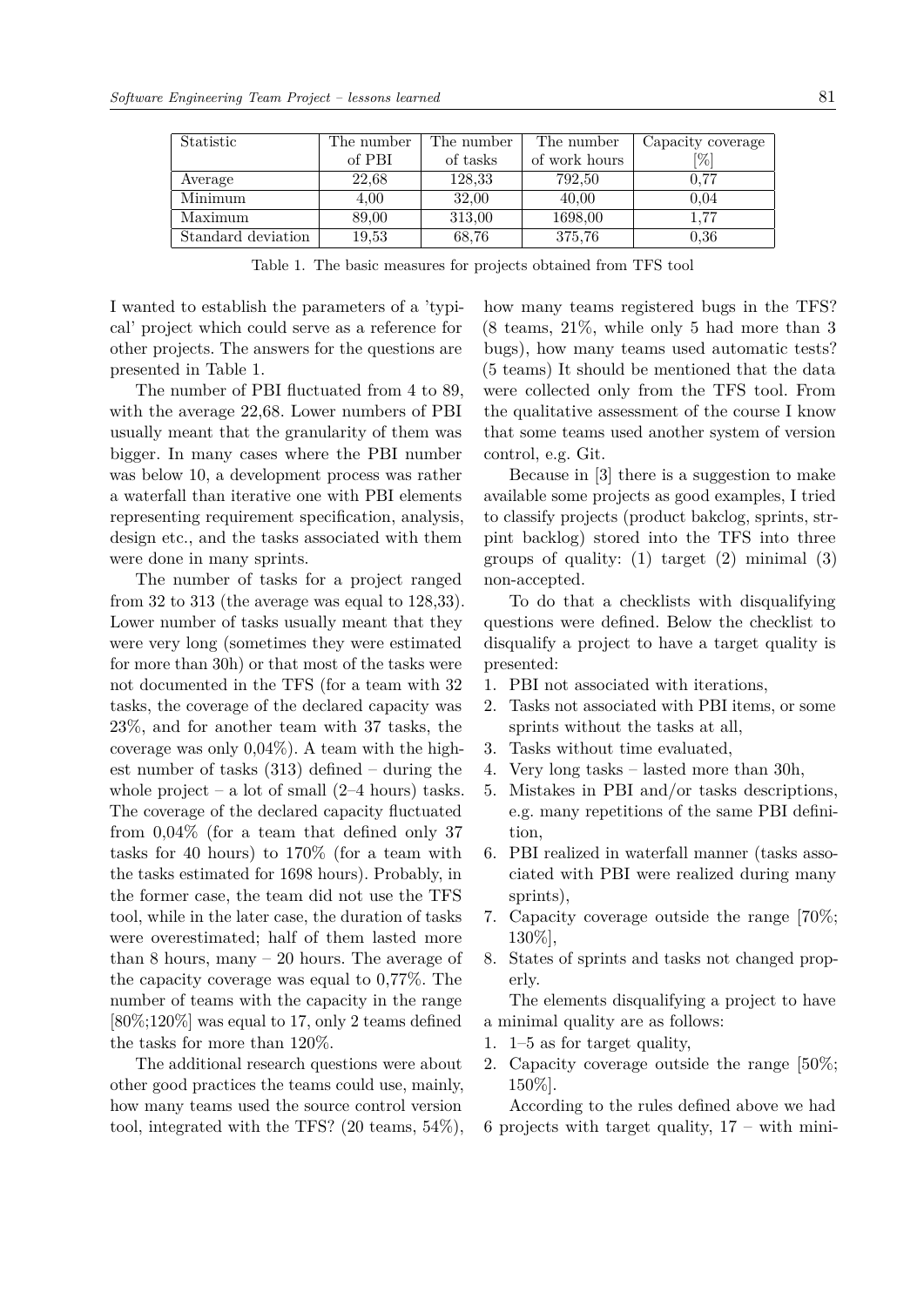| Statistic | The number of PBI | The number of tasks | The number of work hours | Capacity coverage [%] |
|---|---|---|---|---|
| Average | 22,68 | 128,33 | 792,50 | 0,77 |
| Minimum | 4,00 | 32,00 | 40,00 | 0,04 |
| Maximum | 89,00 | 313,00 | 1698,00 | 1,77 |
| Standard deviation | 19,53 | 68,76 | 375,76 | 0,36 |

Table 1. The basic measures for projects obtained from TFS tool

I wanted to establish the parameters of a 'typical' project which could serve as a reference for other projects. The answers for the questions are presented in Table 1.

The number of PBI fluctuated from 4 to 89, with the average 22,68. Lower numbers of PBI usually meant that the granularity of them was bigger. In many cases where the PBI number was below 10, a development process was rather a waterfall than iterative one with PBI elements representing requirement specification, analysis, design etc., and the tasks associated with them were done in many sprints.

The number of tasks for a project ranged from 32 to 313 (the average was equal to 128,33). Lower number of tasks usually meant that they were very long (sometimes they were estimated for more than 30h) or that most of the tasks were not documented in the TFS (for a team with 32 tasks, the coverage of the declared capacity was 23%, and for another team with 37 tasks, the coverage was only 0,04%). A team with the highest number of tasks (313) defined – during the whole project – a lot of small (2–4 hours) tasks. The coverage of the declared capacity fluctuated from 0,04% (for a team that defined only 37 tasks for 40 hours) to 170% (for a team with the tasks estimated for 1698 hours). Probably, in the former case, the team did not use the TFS tool, while in the later case, the duration of tasks were overestimated; half of them lasted more than 8 hours, many – 20 hours. The average of the capacity coverage was equal to 0,77%. The number of teams with the capacity in the range [80%;120%] was equal to 17, only 2 teams defined the tasks for more than 120%.

The additional research questions were about other good practices the teams could use, mainly, how many teams used the source control version tool, integrated with the TFS? (20 teams, 54%), how many teams registered bugs in the TFS? (8 teams, 21%, while only 5 had more than 3 bugs), how many teams used automatic tests? (5 teams) It should be mentioned that the data were collected only from the TFS tool. From the qualitative assessment of the course I know that some teams used another system of version control, e.g. Git.

Because in [3] there is a suggestion to make available some projects as good examples, I tried to classify projects (product bakclog, sprints, strpint backlog) stored into the TFS into three groups of quality: (1) target (2) minimal (3) non-accepted.

To do that a checklists with disqualifying questions were defined. Below the checklist to disqualify a project to have a target quality is presented:

1. PBI not associated with iterations,
2. Tasks not associated with PBI items, or some sprints without the tasks at all,
3. Tasks without time evaluated,
4. Very long tasks – lasted more than 30h,
5. Mistakes in PBI and/or tasks descriptions, e.g. many repetitions of the same PBI definition,
6. PBI realized in waterfall manner (tasks associated with PBI were realized during many sprints),
7. Capacity coverage outside the range [70%; 130%],
8. States of sprints and tasks not changed properly.

The elements disqualifying a project to have a minimal quality are as follows:

1. 1–5 as for target quality,
2. Capacity coverage outside the range [50%; 150%].

According to the rules defined above we had 6 projects with target quality, 17 – with mini-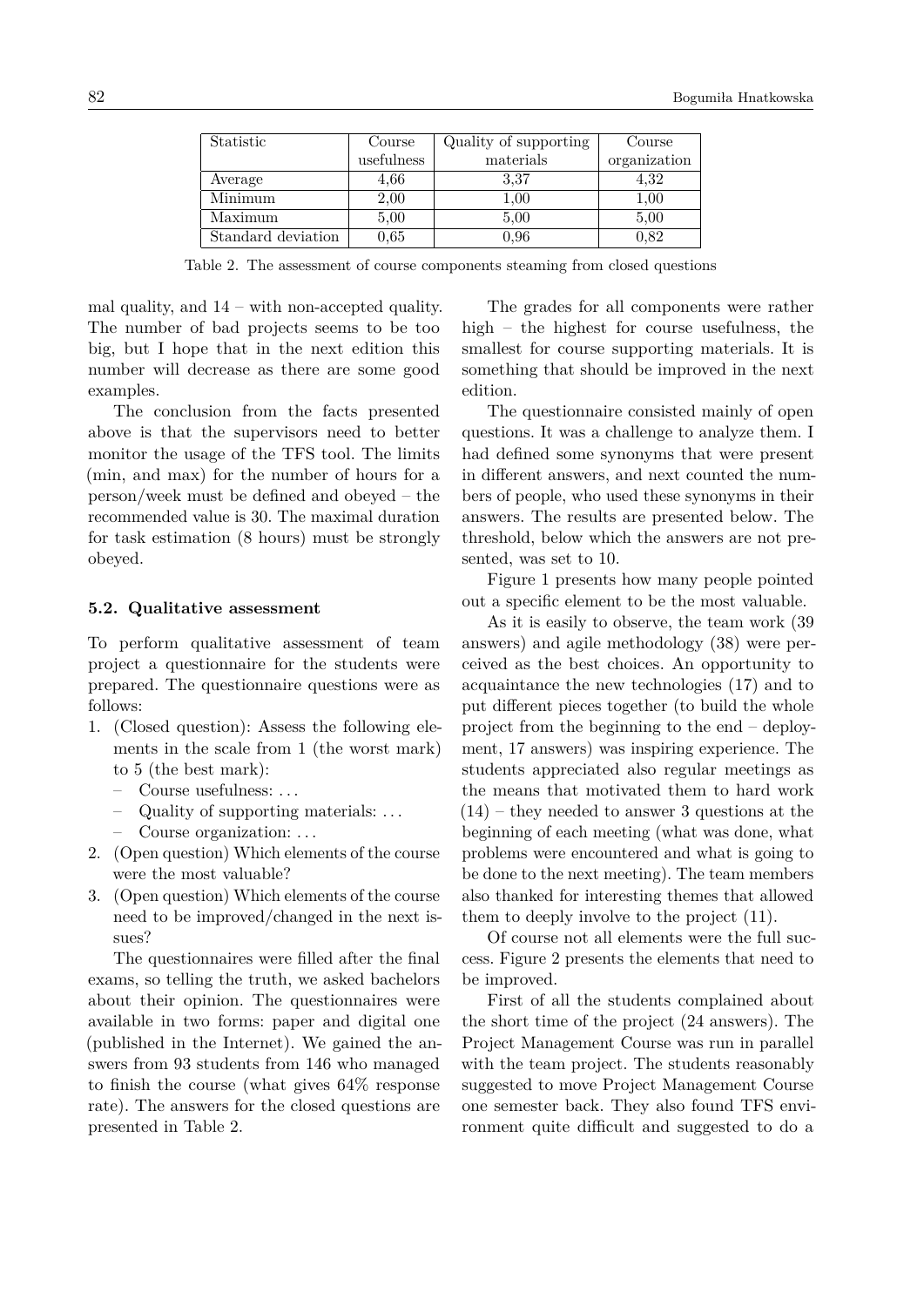| Statistic | Course usefulness | Quality of supporting materials | Course organization |
|---|---|---|---|
| Average | 4,66 | 3,37 | 4,32 |
| Minimum | 2,00 | 1,00 | 1,00 |
| Maximum | 5,00 | 5,00 | 5,00 |
| Standard deviation | 0,65 | 0,96 | 0,82 |

Table 2. The assessment of course components steaming from closed questions

mal quality, and 14 – with non-accepted quality. The number of bad projects seems to be too big, but I hope that in the next edition this number will decrease as there are some good examples.

The conclusion from the facts presented above is that the supervisors need to better monitor the usage of the TFS tool. The limits (min, and max) for the number of hours for a person/week must be defined and obeyed – the recommended value is 30. The maximal duration for task estimation (8 hours) must be strongly obeyed.

### 5.2. Qualitative assessment

To perform qualitative assessment of team project a questionnaire for the students were prepared. The questionnaire questions were as follows:

1. (Closed question): Assess the following elements in the scale from 1 (the worst mark) to 5 (the best mark):
   - Course usefulness: ...
   - Quality of supporting materials: ...
   - Course organization: ...
2. (Open question) Which elements of the course were the most valuable?
3. (Open question) Which elements of the course need to be improved/changed in the next issues?

The questionnaires were filled after the final exams, so telling the truth, we asked bachelors about their opinion. The questionnaires were available in two forms: paper and digital one (published in the Internet). We gained the answers from 93 students from 146 who managed to finish the course (what gives 64% response rate). The answers for the closed questions are presented in Table 2.

The grades for all components were rather high – the highest for course usefulness, the smallest for course supporting materials. It is something that should be improved in the next edition.

The questionnaire consisted mainly of open questions. It was a challenge to analyze them. I had defined some synonyms that were present in different answers, and next counted the numbers of people, who used these synonyms in their answers. The results are presented below. The threshold, below which the answers are not presented, was set to 10.

Figure 1 presents how many people pointed out a specific element to be the most valuable.

As it is easily to observe, the team work (39 answers) and agile methodology (38) were perceived as the best choices. An opportunity to acquaintance the new technologies (17) and to put different pieces together (to build the whole project from the beginning to the end – deployment, 17 answers) was inspiring experience. The students appreciated also regular meetings as the means that motivated them to hard work (14) – they needed to answer 3 questions at the beginning of each meeting (what was done, what problems were encountered and what is going to be done to the next meeting). The team members also thanked for interesting themes that allowed them to deeply involve to the project (11).

Of course not all elements were the full success. Figure 2 presents the elements that need to be improved.

First of all the students complained about the short time of the project (24 answers). The Project Management Course was run in parallel with the team project. The students reasonably suggested to move Project Management Course one semester back. They also found TFS environment quite difficult and suggested to do a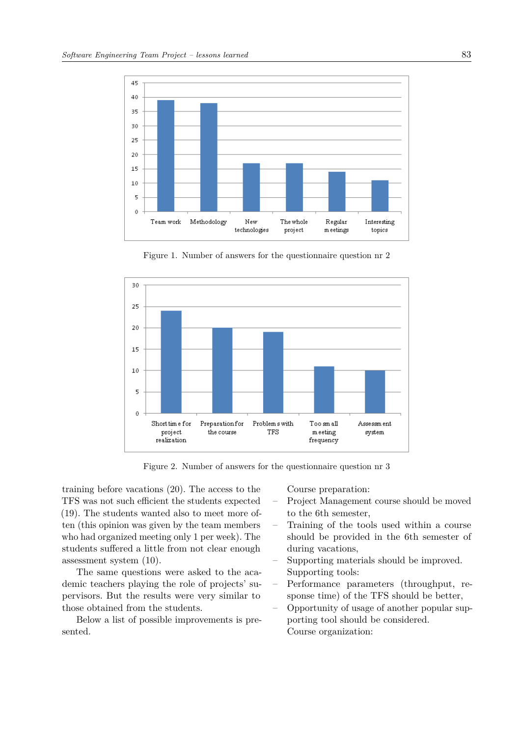Figure 1. Number of answers for the questionnaire question nr 2

Figure 2. Number of answers for the questionnaire question nr 3

training before vacations (20). The access to the TFS was not such efficient the students expected (19). The students wanted also to meet more often (this opinion was given by the team members who had organized meeting only 1 per week). The students suffered a little from not clear enough assessment system (10).

The same questions were asked to the academic teachers playing the role of projects' supervisors. But the results were very similar to those obtained from the students.

Below a list of possible improvements is presented.

Course preparation:

- Project Management course should be moved to the 6th semester,
- Training of the tools used within a course should be provided in the 6th semester of during vacations,
- Supporting materials should be improved.

Supporting tools:

- Performance parameters (throughput, response time) of the TFS should be better,
- Opportunity of usage of another popular supporting tool should be considered.

Course organization: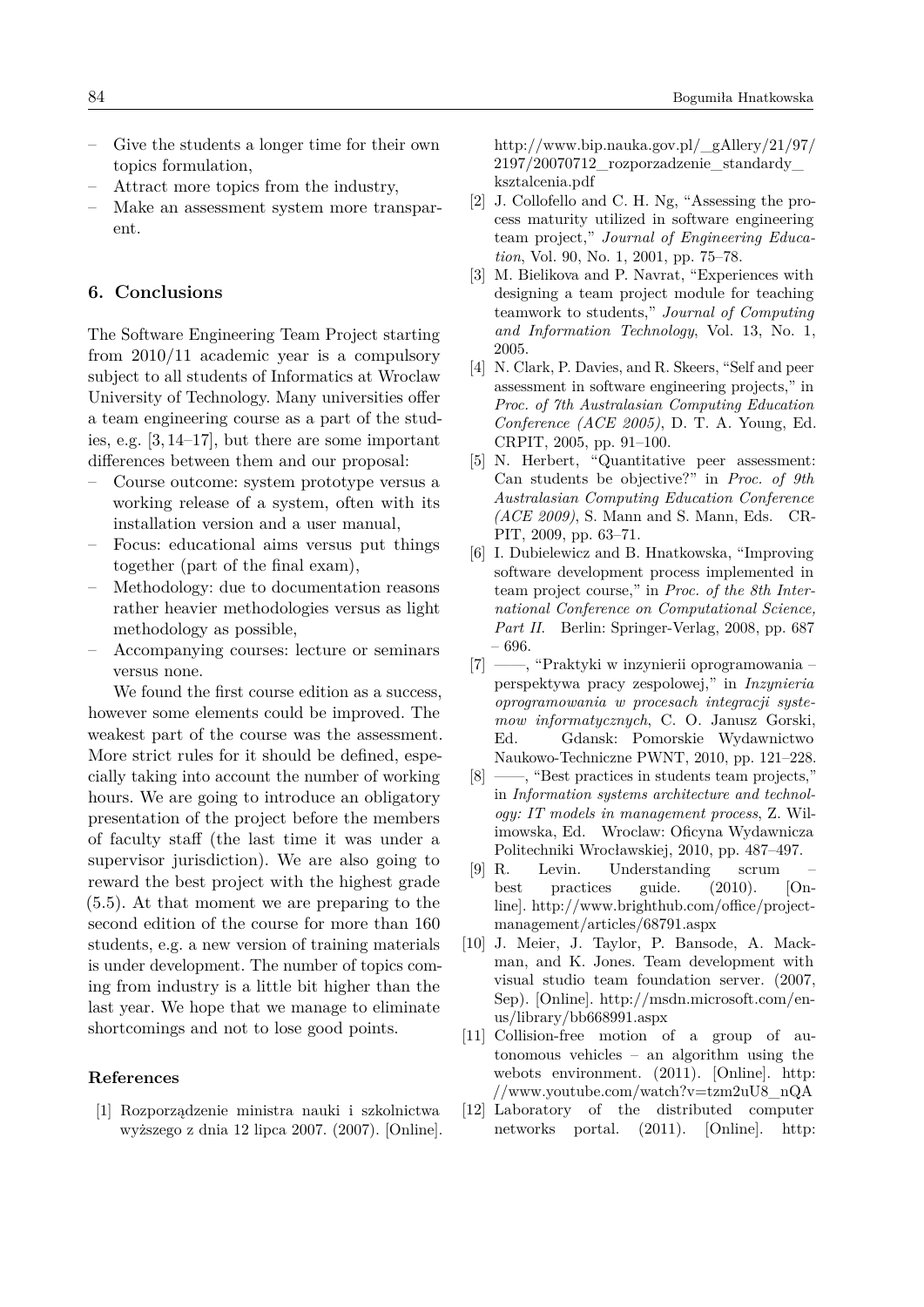- Give the students a longer time for their own topics formulation,
- Attract more topics from the industry,
- Make an assessment system more transparent.

## 6. Conclusions

The Software Engineering Team Project starting from 2010/11 academic year is a compulsory subject to all students of Informatics at Wroclaw University of Technology. Many universities offer a team engineering course as a part of the studies, e.g. [3, 14–17], but there are some important differences between them and our proposal:

- Course outcome: system prototype versus a working release of a system, often with its installation version and a user manual,
- Focus: educational aims versus put things together (part of the final exam),
- Methodology: due to documentation reasons rather heavier methodologies versus as light methodology as possible,
- Accompanying courses: lecture or seminars versus none.

We found the first course edition as a success, however some elements could be improved. The weakest part of the course was the assessment. More strict rules for it should be defined, especially taking into account the number of working hours. We are going to introduce an obligatory presentation of the project before the members of faculty staff (the last time it was under a supervisor jurisdiction). We are also going to reward the best project with the highest grade (5.5). At that moment we are preparing to the second edition of the course for more than 160 students, e.g. a new version of training materials is under development. The number of topics coming from industry is a little bit higher than the last year. We hope that we manage to eliminate shortcomings and not to lose good points.

### References

[1] Rozporządzenie ministra nauki i szkolnictwa wyższego z dnia 12 lipca 2007. (2007). [Online]. http://www.bip.nauka.gov.pl/_gAllery/21/97/2197/20070712_rozporzadzenie_standardy_ksztalcenia.pdf

[2] J. Collofello and C. H. Ng, "Assessing the process maturity utilized in software engineering team project," *Journal of Engineering Education*, Vol. 90, No. 1, 2001, pp. 75–78.

[3] M. Bielikova and P. Navrat, "Experiences with designing a team project module for teaching teamwork to students," *Journal of Computing and Information Technology*, Vol. 13, No. 1, 2005.

[4] N. Clark, P. Davies, and R. Skeers, "Self and peer assessment in software engineering projects," in *Proc. of 7th Australasian Computing Education Conference (ACE 2005)*, D. T. A. Young, Ed. CRPIT, 2005, pp. 91–100.

[5] N. Herbert, "Quantitative peer assessment: Can students be objective?" in *Proc. of 9th Australasian Computing Education Conference (ACE 2009)*, S. Mann and S. Mann, Eds. CRPIT, 2009, pp. 63–71.

[6] I. Dubielewicz and B. Hnatkowska, "Improving software development process implemented in team project course," in *Proc. of the 8th International Conference on Computational Science, Part II*. Berlin: Springer-Verlag, 2008, pp. 687 – 696.

[7] ——, "Praktyki w inzynierii oprogramowania – perspektywa pracy zespolowej," in *Inzynieria oprogramowania w procesach integracji systemow informatycznych*, C. O. Janusz Gorski, Ed. Gdansk: Pomorskie Wydawnictwo Naukowo-Techniczne PWNT, 2010, pp. 121–228.

[8] ——, "Best practices in students team projects," in *Information systems architecture and technology: IT models in management process*, Z. Wilimowska, Ed. Wroclaw: Oficyna Wydawnicza Politechniki Wrocławskiej, 2010, pp. 487–497.

[9] R. Levin. Understanding scrum – best practices guide. (2010). [Online]. http://www.brighthub.com/office/project-management/articles/68791.aspx

[10] J. Meier, J. Taylor, P. Bansode, A. Mackman, and K. Jones. Team development with visual studio team foundation server. (2007, Sep). [Online]. http://msdn.microsoft.com/en-us/library/bb668991.aspx

[11] Collision-free motion of a group of autonomous vehicles – an algorithm using the webots environment. (2011). [Online]. http://www.youtube.com/watch?v=tzm2uU8_nQA

[12] Laboratory of the distributed computer networks portal. (2011). [Online]. http: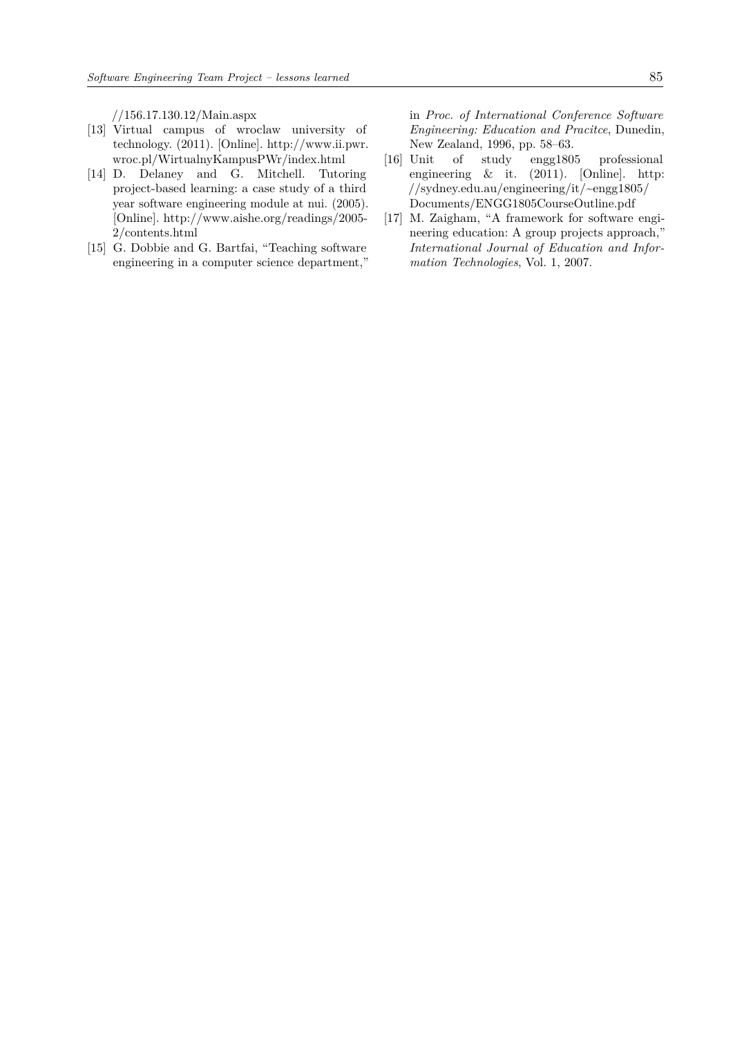//156.17.130.12/Main.aspx

[13] Virtual campus of wroclaw university of technology. (2011). [Online]. http://www.ii.pwr.wroc.pl/WirtualnyKampusPWr/index.html

[14] D. Delaney and G. Mitchell. Tutoring project-based learning: a case study of a third year software engineering module at nui. (2005). [Online]. http://www.aishe.org/readings/2005-2/contents.html

[15] G. Dobbie and G. Bartfai, "Teaching software engineering in a computer science department," in *Proc. of International Conference Software Engineering: Education and Pracitce*, Dunedin, New Zealand, 1996, pp. 58–63.

[16] Unit of study engg1805 professional engineering & it. (2011). [Online]. http://sydney.edu.au/engineering/it/~engg1805/Documents/ENGG1805CourseOutline.pdf

[17] M. Zaigham, "A framework for software engineering education: A group projects approach," *International Journal of Education and Information Technologies*, Vol. 1, 2007.